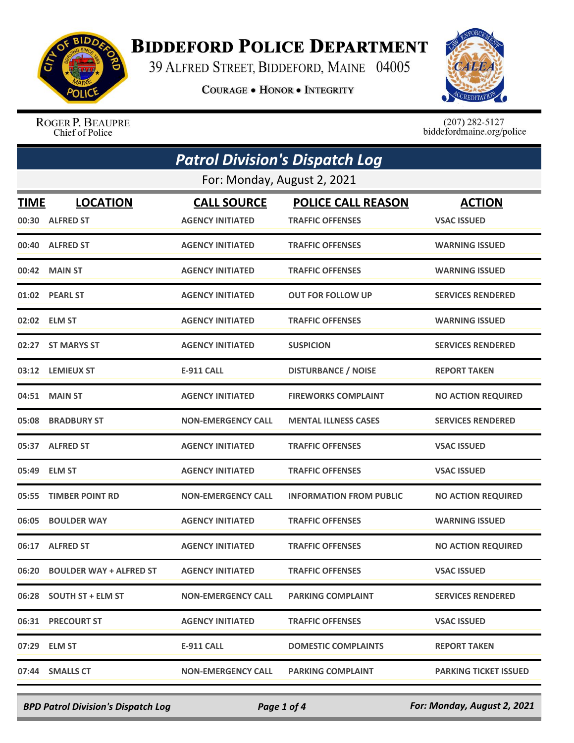# BIDDEFORD POLICE DEPARTMENT

39 ALFRED STREET, BIDDEFORD, MAINE 04005

COURAGE • HONOR • INTEGRITY

ROGER P. BEAUPRE
Chief of Police

(207) 282-5127
biddefordmaine.org/police

## Patrol Division's Dispatch Log

For: Monday, August 2, 2021

| TIME | LOCATION | CALL SOURCE | POLICE CALL REASON | ACTION |
|---|---|---|---|---|
| 00:30 | ALFRED ST | AGENCY INITIATED | TRAFFIC OFFENSES | VSAC ISSUED |
| 00:40 | ALFRED ST | AGENCY INITIATED | TRAFFIC OFFENSES | WARNING ISSUED |
| 00:42 | MAIN ST | AGENCY INITIATED | TRAFFIC OFFENSES | WARNING ISSUED |
| 01:02 | PEARL ST | AGENCY INITIATED | OUT FOR FOLLOW UP | SERVICES RENDERED |
| 02:02 | ELM ST | AGENCY INITIATED | TRAFFIC OFFENSES | WARNING ISSUED |
| 02:27 | ST MARYS ST | AGENCY INITIATED | SUSPICION | SERVICES RENDERED |
| 03:12 | LEMIEUX ST | E-911 CALL | DISTURBANCE / NOISE | REPORT TAKEN |
| 04:51 | MAIN ST | AGENCY INITIATED | FIREWORKS COMPLAINT | NO ACTION REQUIRED |
| 05:08 | BRADBURY ST | NON-EMERGENCY CALL | MENTAL ILLNESS CASES | SERVICES RENDERED |
| 05:37 | ALFRED ST | AGENCY INITIATED | TRAFFIC OFFENSES | VSAC ISSUED |
| 05:49 | ELM ST | AGENCY INITIATED | TRAFFIC OFFENSES | VSAC ISSUED |
| 05:55 | TIMBER POINT RD | NON-EMERGENCY CALL | INFORMATION FROM PUBLIC | NO ACTION REQUIRED |
| 06:05 | BOULDER WAY | AGENCY INITIATED | TRAFFIC OFFENSES | WARNING ISSUED |
| 06:17 | ALFRED ST | AGENCY INITIATED | TRAFFIC OFFENSES | NO ACTION REQUIRED |
| 06:20 | BOULDER WAY + ALFRED ST | AGENCY INITIATED | TRAFFIC OFFENSES | VSAC ISSUED |
| 06:28 | SOUTH ST + ELM ST | NON-EMERGENCY CALL | PARKING COMPLAINT | SERVICES RENDERED |
| 06:31 | PRECOURT ST | AGENCY INITIATED | TRAFFIC OFFENSES | VSAC ISSUED |
| 07:29 | ELM ST | E-911 CALL | DOMESTIC COMPLAINTS | REPORT TAKEN |
| 07:44 | SMALLS CT | NON-EMERGENCY CALL | PARKING COMPLAINT | PARKING TICKET ISSUED |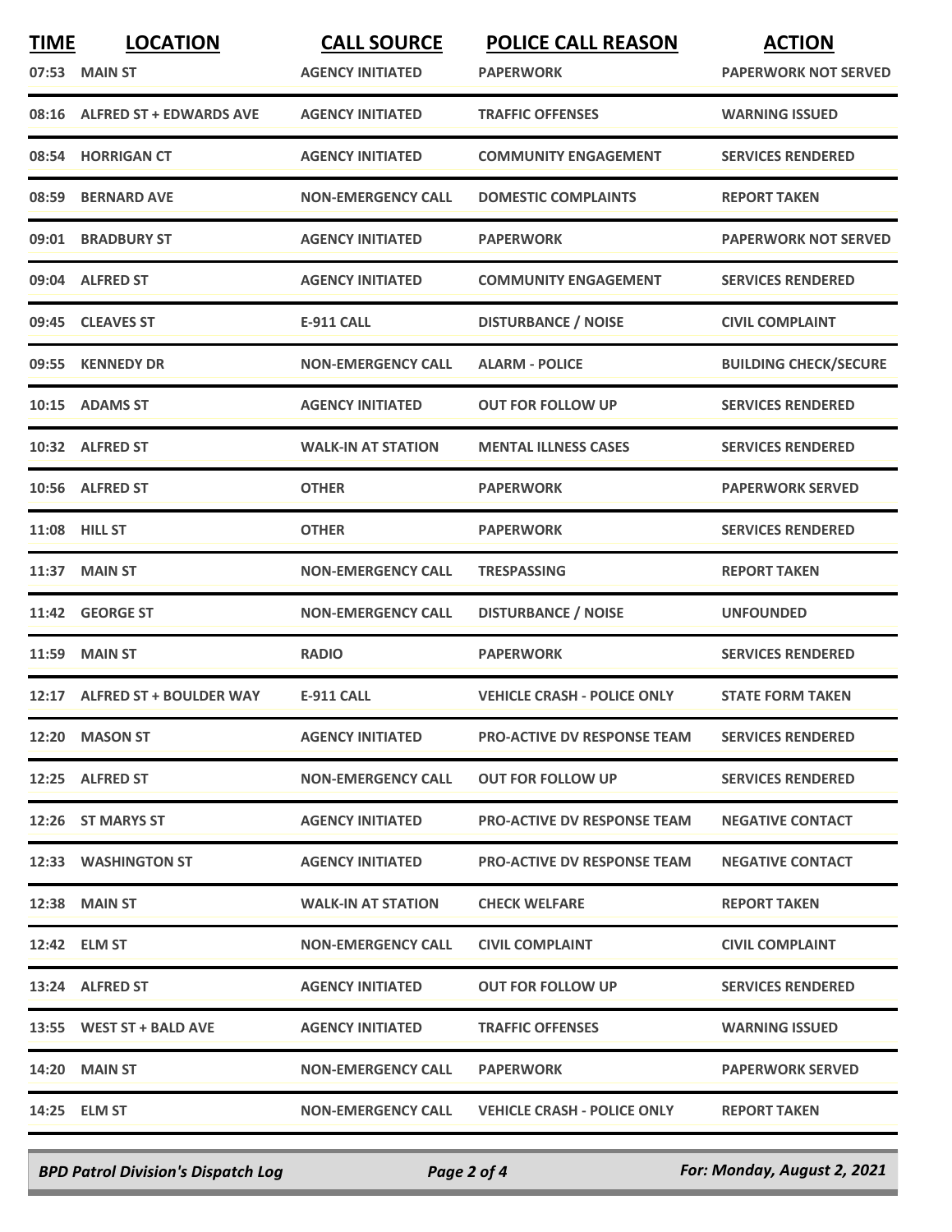| TIME | LOCATION | CALL SOURCE | POLICE CALL REASON | ACTION |
|---|---|---|---|---|
| 07:53 | MAIN ST | AGENCY INITIATED | PAPERWORK | PAPERWORK NOT SERVED |
| 08:16 | ALFRED ST + EDWARDS AVE | AGENCY INITIATED | TRAFFIC OFFENSES | WARNING ISSUED |
| 08:54 | HORRIGAN CT | AGENCY INITIATED | COMMUNITY ENGAGEMENT | SERVICES RENDERED |
| 08:59 | BERNARD AVE | NON-EMERGENCY CALL | DOMESTIC COMPLAINTS | REPORT TAKEN |
| 09:01 | BRADBURY ST | AGENCY INITIATED | PAPERWORK | PAPERWORK NOT SERVED |
| 09:04 | ALFRED ST | AGENCY INITIATED | COMMUNITY ENGAGEMENT | SERVICES RENDERED |
| 09:45 | CLEAVES ST | E-911 CALL | DISTURBANCE / NOISE | CIVIL COMPLAINT |
| 09:55 | KENNEDY DR | NON-EMERGENCY CALL | ALARM - POLICE | BUILDING CHECK/SECURE |
| 10:15 | ADAMS ST | AGENCY INITIATED | OUT FOR FOLLOW UP | SERVICES RENDERED |
| 10:32 | ALFRED ST | WALK-IN AT STATION | MENTAL ILLNESS CASES | SERVICES RENDERED |
| 10:56 | ALFRED ST | OTHER | PAPERWORK | PAPERWORK SERVED |
| 11:08 | HILL ST | OTHER | PAPERWORK | SERVICES RENDERED |
| 11:37 | MAIN ST | NON-EMERGENCY CALL | TRESPASSING | REPORT TAKEN |
| 11:42 | GEORGE ST | NON-EMERGENCY CALL | DISTURBANCE / NOISE | UNFOUNDED |
| 11:59 | MAIN ST | RADIO | PAPERWORK | SERVICES RENDERED |
| 12:17 | ALFRED ST + BOULDER WAY | E-911 CALL | VEHICLE CRASH - POLICE ONLY | STATE FORM TAKEN |
| 12:20 | MASON ST | AGENCY INITIATED | PRO-ACTIVE DV RESPONSE TEAM | SERVICES RENDERED |
| 12:25 | ALFRED ST | NON-EMERGENCY CALL | OUT FOR FOLLOW UP | SERVICES RENDERED |
| 12:26 | ST MARYS ST | AGENCY INITIATED | PRO-ACTIVE DV RESPONSE TEAM | NEGATIVE CONTACT |
| 12:33 | WASHINGTON ST | AGENCY INITIATED | PRO-ACTIVE DV RESPONSE TEAM | NEGATIVE CONTACT |
| 12:38 | MAIN ST | WALK-IN AT STATION | CHECK WELFARE | REPORT TAKEN |
| 12:42 | ELM ST | NON-EMERGENCY CALL | CIVIL COMPLAINT | CIVIL COMPLAINT |
| 13:24 | ALFRED ST | AGENCY INITIATED | OUT FOR FOLLOW UP | SERVICES RENDERED |
| 13:55 | WEST ST + BALD AVE | AGENCY INITIATED | TRAFFIC OFFENSES | WARNING ISSUED |
| 14:20 | MAIN ST | NON-EMERGENCY CALL | PAPERWORK | PAPERWORK SERVED |
| 14:25 | ELM ST | NON-EMERGENCY CALL | VEHICLE CRASH - POLICE ONLY | REPORT TAKEN |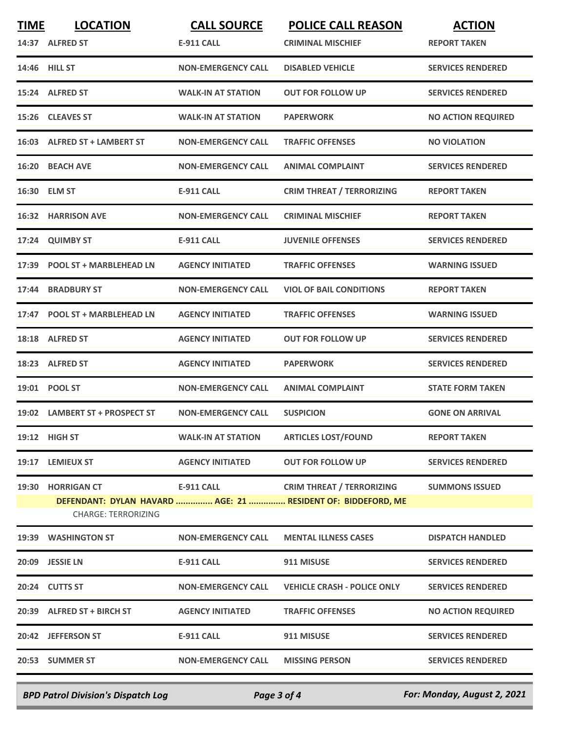| TIME | LOCATION | CALL SOURCE | POLICE CALL REASON | ACTION |
|---|---|---|---|---|
| 14:37 | ALFRED ST | E-911 CALL | CRIMINAL MISCHIEF | REPORT TAKEN |
| 14:46 | HILL ST | NON-EMERGENCY CALL | DISABLED VEHICLE | SERVICES RENDERED |
| 15:24 | ALFRED ST | WALK-IN AT STATION | OUT FOR FOLLOW UP | SERVICES RENDERED |
| 15:26 | CLEAVES ST | WALK-IN AT STATION | PAPERWORK | NO ACTION REQUIRED |
| 16:03 | ALFRED ST + LAMBERT ST | NON-EMERGENCY CALL | TRAFFIC OFFENSES | NO VIOLATION |
| 16:20 | BEACH AVE | NON-EMERGENCY CALL | ANIMAL COMPLAINT | SERVICES RENDERED |
| 16:30 | ELM ST | E-911 CALL | CRIM THREAT / TERRORIZING | REPORT TAKEN |
| 16:32 | HARRISON AVE | NON-EMERGENCY CALL | CRIMINAL MISCHIEF | REPORT TAKEN |
| 17:24 | QUIMBY ST | E-911 CALL | JUVENILE OFFENSES | SERVICES RENDERED |
| 17:39 | POOL ST + MARBLEHEAD LN | AGENCY INITIATED | TRAFFIC OFFENSES | WARNING ISSUED |
| 17:44 | BRADBURY ST | NON-EMERGENCY CALL | VIOL OF BAIL CONDITIONS | REPORT TAKEN |
| 17:47 | POOL ST + MARBLEHEAD LN | AGENCY INITIATED | TRAFFIC OFFENSES | WARNING ISSUED |
| 18:18 | ALFRED ST | AGENCY INITIATED | OUT FOR FOLLOW UP | SERVICES RENDERED |
| 18:23 | ALFRED ST | AGENCY INITIATED | PAPERWORK | SERVICES RENDERED |
| 19:01 | POOL ST | NON-EMERGENCY CALL | ANIMAL COMPLAINT | STATE FORM TAKEN |
| 19:02 | LAMBERT ST + PROSPECT ST | NON-EMERGENCY CALL | SUSPICION | GONE ON ARRIVAL |
| 19:12 | HIGH ST | WALK-IN AT STATION | ARTICLES LOST/FOUND | REPORT TAKEN |
| 19:17 | LEMIEUX ST | AGENCY INITIATED | OUT FOR FOLLOW UP | SERVICES RENDERED |
| 19:30 | HORRIGAN CT | E-911 CALL | CRIM THREAT / TERRORIZING | SUMMONS ISSUED |
| | DEFENDANT: DYLAN HAVARD ............... AGE: 21 ............... RESIDENT OF: BIDDEFORD, ME | | | |
| | CHARGE: TERRORIZING | | | |
| 19:39 | WASHINGTON ST | NON-EMERGENCY CALL | MENTAL ILLNESS CASES | DISPATCH HANDLED |
| 20:09 | JESSIE LN | E-911 CALL | 911 MISUSE | SERVICES RENDERED |
| 20:24 | CUTTS ST | NON-EMERGENCY CALL | VEHICLE CRASH - POLICE ONLY | SERVICES RENDERED |
| 20:39 | ALFRED ST + BIRCH ST | AGENCY INITIATED | TRAFFIC OFFENSES | NO ACTION REQUIRED |
| 20:42 | JEFFERSON ST | E-911 CALL | 911 MISUSE | SERVICES RENDERED |
| 20:53 | SUMMER ST | NON-EMERGENCY CALL | MISSING PERSON | SERVICES RENDERED |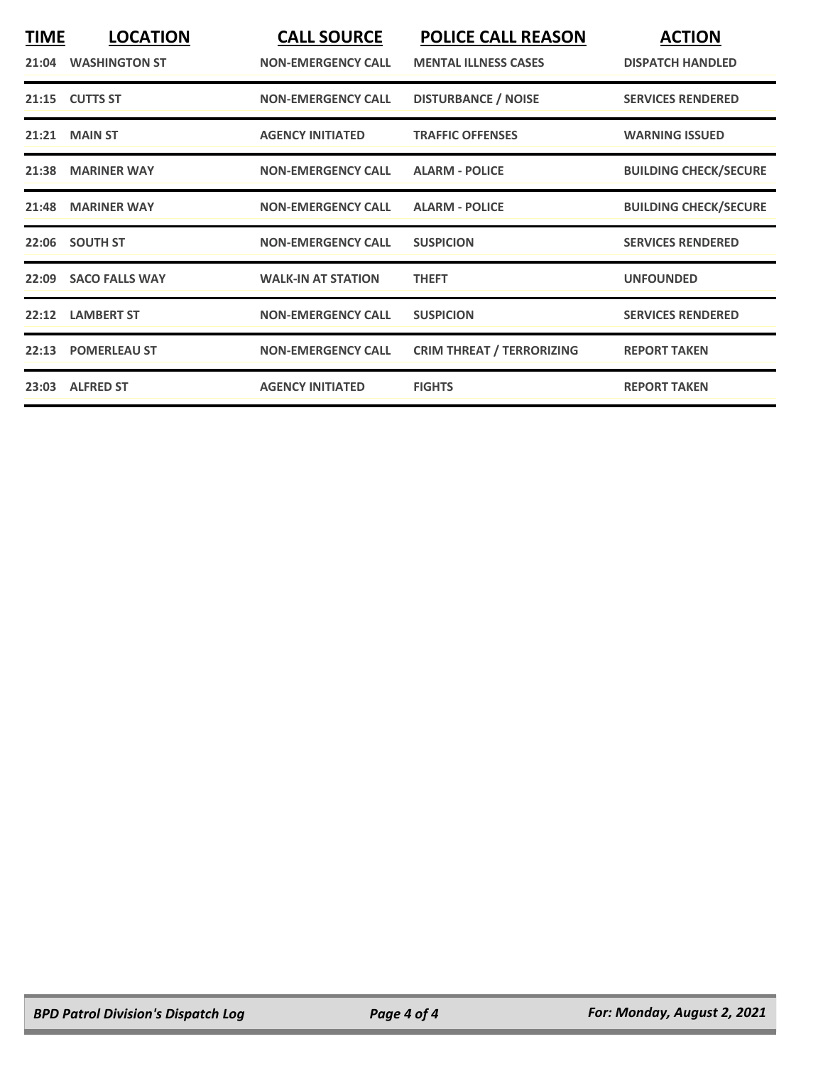| TIME | LOCATION | CALL SOURCE | POLICE CALL REASON | ACTION |
|---|---|---|---|---|
| 21:04 | WASHINGTON ST | NON-EMERGENCY CALL | MENTAL ILLNESS CASES | DISPATCH HANDLED |
| 21:15 | CUTTS ST | NON-EMERGENCY CALL | DISTURBANCE / NOISE | SERVICES RENDERED |
| 21:21 | MAIN ST | AGENCY INITIATED | TRAFFIC OFFENSES | WARNING ISSUED |
| 21:38 | MARINER WAY | NON-EMERGENCY CALL | ALARM - POLICE | BUILDING CHECK/SECURE |
| 21:48 | MARINER WAY | NON-EMERGENCY CALL | ALARM - POLICE | BUILDING CHECK/SECURE |
| 22:06 | SOUTH ST | NON-EMERGENCY CALL | SUSPICION | SERVICES RENDERED |
| 22:09 | SACO FALLS WAY | WALK-IN AT STATION | THEFT | UNFOUNDED |
| 22:12 | LAMBERT ST | NON-EMERGENCY CALL | SUSPICION | SERVICES RENDERED |
| 22:13 | POMERLEAU ST | NON-EMERGENCY CALL | CRIM THREAT / TERRORIZING | REPORT TAKEN |
| 23:03 | ALFRED ST | AGENCY INITIATED | FIGHTS | REPORT TAKEN |